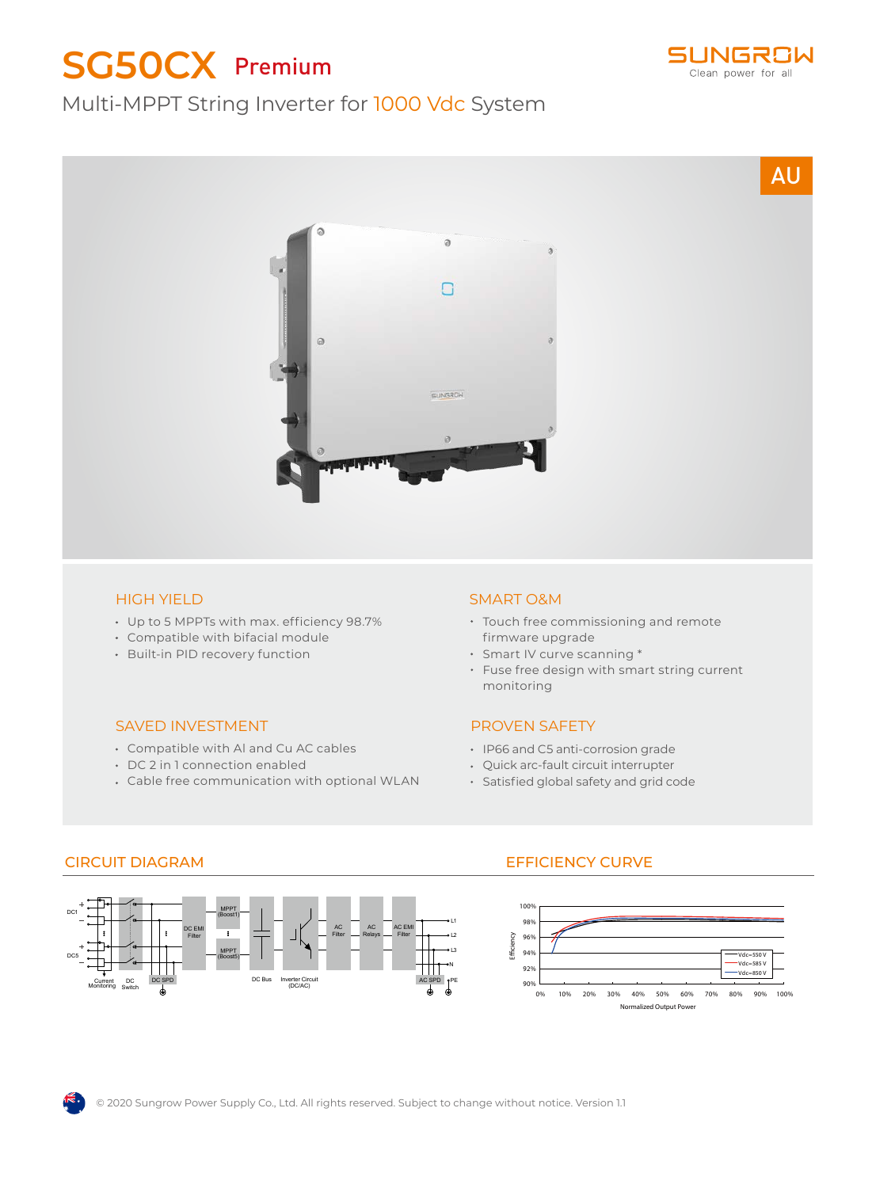# SG50CX Premium

Multi-MPPT String Inverter for 1000 Vdc System

AU

## HIGH YIELD

- Up to 5 MPPTs with max. efficiency 98.7%
- Compatible with bifacial module
- Built-in PID recovery function

## SMART O&M

- Touch free commissioning and remote firmware upgrade
- Smart IV curve scanning *
- Fuse free design with smart string current monitoring

## SAVED INVESTMENT

- Compatible with Al and Cu AC cables
- DC 2 in 1 connection enabled
- Cable free communication with optional WLAN

## PROVEN SAFETY

- IP66 and C5 anti-corrosion grade
- Quick arc-fault circuit interrupter
- Satisfied global safety and grid code

## CIRCUIT DIAGRAM

## EFFICIENCY CURVE

© 2020 Sungrow Power Supply Co., Ltd. All rights reserved. Subject to change without notice. Version 1.1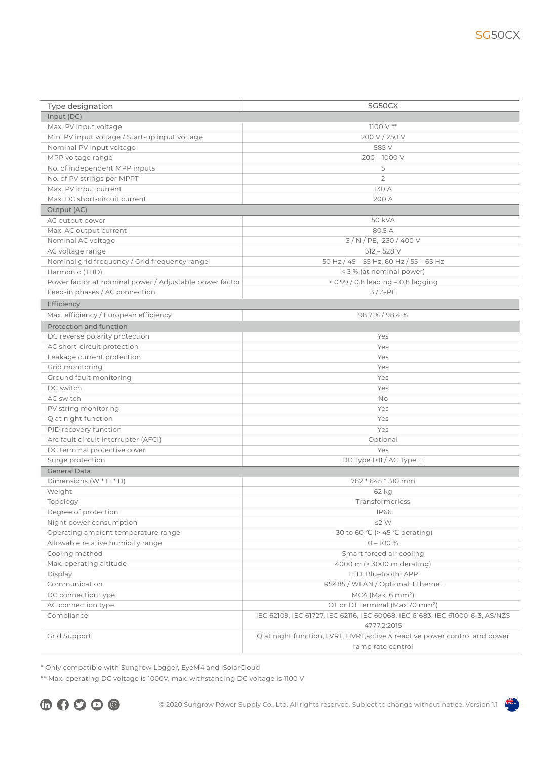# SG50CX

| Type designation | SG50CX |
|---|---|
| **Input (DC)** | |
| Max. PV input voltage | 1100 V ** |
| Min. PV input voltage / Start-up input voltage | 200 V / 250 V |
| Nominal PV input voltage | 585 V |
| MPP voltage range | 200 – 1000 V |
| No. of independent MPP inputs | 5 |
| No. of PV strings per MPPT | 2 |
| Max. PV input current | 130 A |
| Max. DC short-circuit current | 200 A |
| **Output (AC)** | |
| AC output power | 50 kVA |
| Max. AC output current | 80.5 A |
| Nominal AC voltage | 3 / N / PE, 230 / 400 V |
| AC voltage range | 312 – 528 V |
| Nominal grid frequency / Grid frequency range | 50 Hz / 45 – 55 Hz, 60 Hz / 55 – 65 Hz |
| Harmonic (THD) | < 3 % (at nominal power) |
| Power factor at nominal power / Adjustable power factor | > 0.99 / 0.8 leading – 0.8 lagging |
| Feed-in phases / AC connection | 3 / 3-PE |
| **Efficiency** | |
| Max. efficiency / European efficiency | 98.7 % / 98.4 % |
| **Protection and function** | |
| DC reverse polarity protection | Yes |
| AC short-circuit protection | Yes |
| Leakage current protection | Yes |
| Grid monitoring | Yes |
| Ground fault monitoring | Yes |
| DC switch | Yes |
| AC switch | No |
| PV string monitoring | Yes |
| Q at night function | Yes |
| PID recovery function | Yes |
| Arc fault circuit interrupter (AFCI) | Optional |
| DC terminal protective cover | Yes |
| Surge protection | DC Type I+II / AC Type II |
| **General Data** | |
| Dimensions (W * H * D) | 782 * 645 * 310 mm |
| Weight | 62 kg |
| Topology | Transformerless |
| Degree of protection | IP66 |
| Night power consumption | ≤2 W |
| Operating ambient temperature range | -30 to 60 ℃ (> 45 ℃ derating) |
| Allowable relative humidity range | 0 – 100 % |
| Cooling method | Smart forced air cooling |
| Max. operating altitude | 4000 m (> 3000 m derating) |
| Display | LED, Bluetooth+APP |
| Communication | RS485 / WLAN / Optional: Ethernet |
| DC connection type | MC4 (Max. 6 mm²) |
| AC connection type | OT or DT terminal (Max.70 mm²) |
| Compliance | IEC 62109, IEC 61727, IEC 62116, IEC 60068, IEC 61683, IEC 61000-6-3, AS/NZS 4777.2:2015 |
| Grid Support | Q at night function, LVRT, HVRT,active & reactive power control and power ramp rate control |

* Only compatible with Sungrow Logger, EyeM4 and iSolarCloud

** Max. operating DC voltage is 1000V, max. withstanding DC voltage is 1100 V

© 2020 Sungrow Power Supply Co., Ltd. All rights reserved. Subject to change without notice. Version 1.1